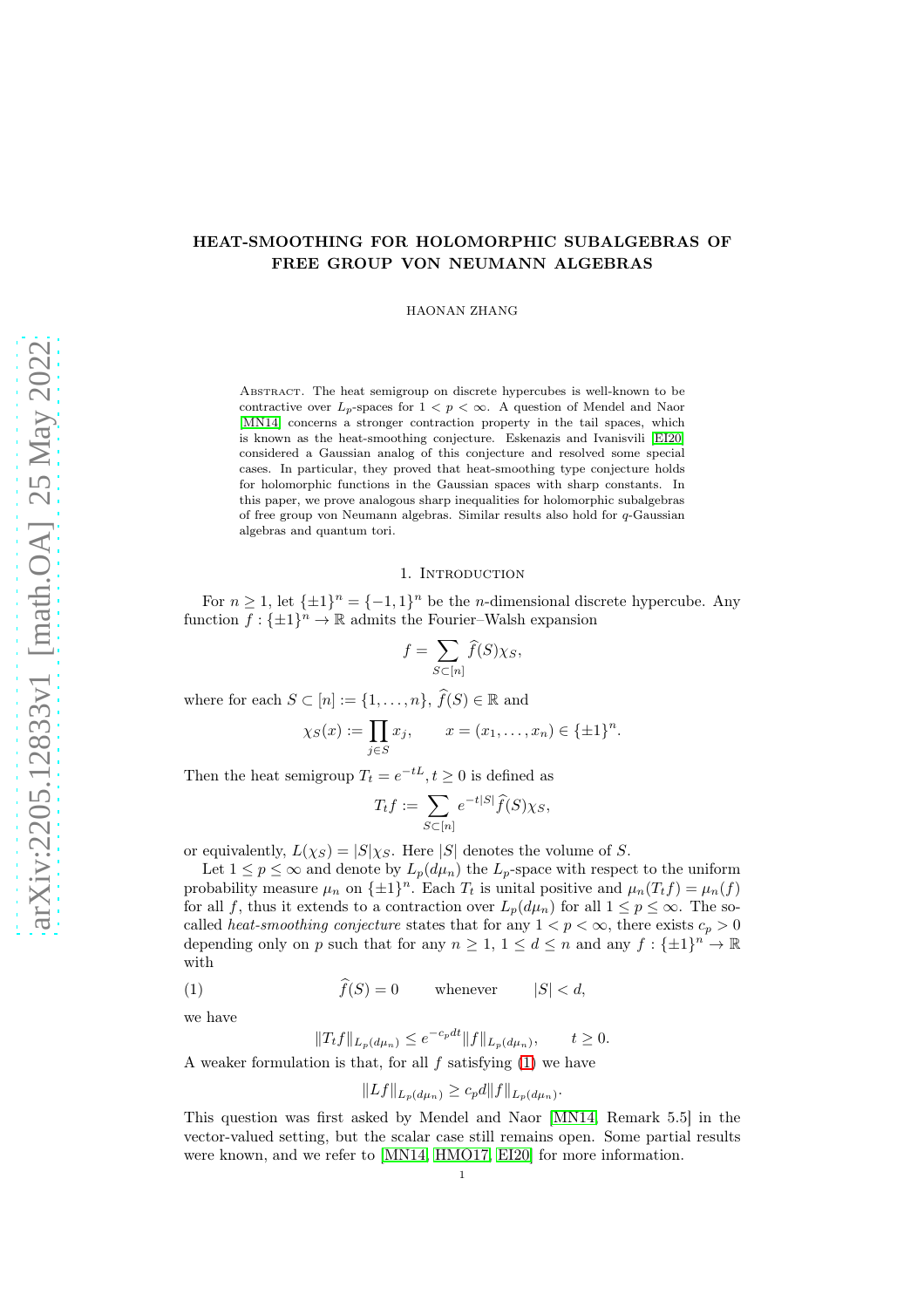# HEAT-SMOOTHING FOR HOLOMORPHIC SUBALGEBRAS OF FREE GROUP VON NEUMANN ALGEBRAS

HAONAN ZHANG

Abstract. The heat semigroup on discrete hypercubes is well-known to be contractive over $L_p$-spaces for $1 < p < \infty$. A question of Mendel and Naor [MN14] concerns a stronger contraction property in the tail spaces, which is known as the heat-smoothing conjecture. Eskenazis and Ivanisvili [EI20] considered a Gaussian analog of this conjecture and resolved some special cases. In particular, they proved that heat-smoothing type conjecture holds for holomorphic functions in the Gaussian spaces with sharp constants. In this paper, we prove analogous sharp inequalities for holomorphic subalgebras of free group von Neumann algebras. Similar results also hold for $q$-Gaussian algebras and quantum tori.

## 1. Introduction

For $n \geq 1$, let $\{\pm 1\}^n = \{-1, 1\}^n$ be the $n$-dimensional discrete hypercube. Any function $f : \{\pm 1\}^n \to \mathbb{R}$ admits the Fourier–Walsh expansion

$$f = \sum_{S \subset [n]} \widehat{f}(S) \chi_S,$$

where for each $S \subset [n] := \{1, \ldots, n\}$, $\widehat{f}(S) \in \mathbb{R}$ and

$$\chi_S(x) := \prod_{j \in S} x_j, \qquad x = (x_1, \ldots, x_n) \in \{\pm 1\}^n.$$

Then the heat semigroup $T_t = e^{-tL}, t \geq 0$ is defined as

$$T_t f := \sum_{S \subset [n]} e^{-t|S|} \widehat{f}(S) \chi_S,$$

or equivalently, $L(\chi_S) = |S| \chi_S$. Here $|S|$ denotes the volume of $S$.

Let $1 \leq p \leq \infty$ and denote by $L_p(d\mu_n)$ the $L_p$-space with respect to the uniform probability measure $\mu_n$ on $\{\pm 1\}^n$. Each $T_t$ is unital positive and $\mu_n(T_t f) = \mu_n(f)$ for all $f$, thus it extends to a contraction over $L_p(d\mu_n)$ for all $1 \leq p \leq \infty$. The so-called *heat-smoothing conjecture* states that for any $1 < p < \infty$, there exists $c_p > 0$ depending only on $p$ such that for any $n \geq 1$, $1 \leq d \leq n$ and any $f : \{\pm 1\}^n \to \mathbb{R}$ with

$$\widehat{f}(S) = 0 \qquad \text{whenever} \qquad |S| < d, \tag{1}$$

we have

$$\|T_t f\|_{L_p(d\mu_n)} \leq e^{-c_p d t} \|f\|_{L_p(d\mu_n)}, \qquad t \geq 0.$$

A weaker formulation is that, for all $f$ satisfying (1) we have

$$\|Lf\|_{L_p(d\mu_n)} \geq c_p d \|f\|_{L_p(d\mu_n)}.$$

This question was first asked by Mendel and Naor [MN14, Remark 5.5] in the vector-valued setting, but the scalar case still remains open. Some partial results were known, and we refer to [MN14, HMO17, EI20] for more information.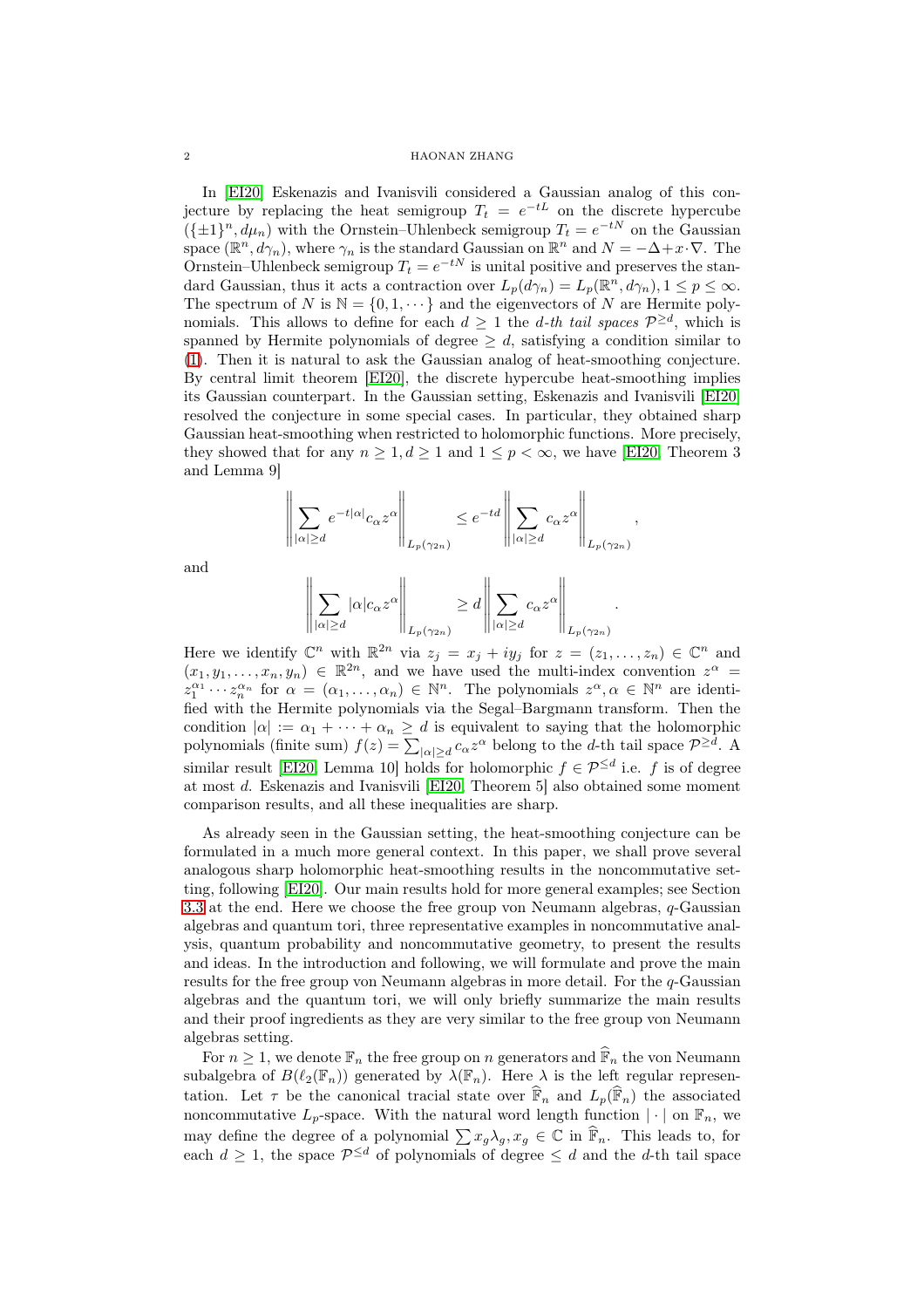In [EI20] Eskenazis and Ivanisvili considered a Gaussian analog of this conjecture by replacing the heat semigroup $T_t = e^{-tL}$ on the discrete hypercube $(\{\pm 1\}^n, d\mu_n)$ with the Ornstein–Uhlenbeck semigroup $T_t = e^{-tN}$ on the Gaussian space $(\mathbb{R}^n, d\gamma_n)$, where $\gamma_n$ is the standard Gaussian on $\mathbb{R}^n$ and $N = -\Delta + x\cdot\nabla$. The Ornstein–Uhlenbeck semigroup $T_t = e^{-tN}$ is unital positive and preserves the standard Gaussian, thus it acts a contraction over $L_p(d\gamma_n) = L_p(\mathbb{R}^n, d\gamma_n), 1 \le p \le \infty$. The spectrum of $N$ is $\mathbb{N} = \{0, 1, \cdots\}$ and the eigenvectors of $N$ are Hermite polynomials. This allows to define for each $d \ge 1$ the *d-th tail spaces* $\mathcal{P}^{\ge d}$, which is spanned by Hermite polynomials of degree $\ge d$, satisfying a condition similar to (1). Then it is natural to ask the Gaussian analog of heat-smoothing conjecture. By central limit theorem [EI20], the discrete hypercube heat-smoothing implies its Gaussian counterpart. In the Gaussian setting, Eskenazis and Ivanisvili [EI20] resolved the conjecture in some special cases. In particular, they obtained sharp Gaussian heat-smoothing when restricted to holomorphic functions. More precisely, they showed that for any $n \ge 1, d \ge 1$ and $1 \le p < \infty$, we have [EI20, Theorem 3 and Lemma 9]

$$\left\| \sum_{|\alpha| \ge d} e^{-t|\alpha|} c_\alpha z^\alpha \right\|_{L_p(\gamma_{2n})} \le e^{-td} \left\| \sum_{|\alpha| \ge d} c_\alpha z^\alpha \right\|_{L_p(\gamma_{2n})},$$

and

$$\left\| \sum_{|\alpha| \ge d} |\alpha| c_\alpha z^\alpha \right\|_{L_p(\gamma_{2n})} \ge d \left\| \sum_{|\alpha| \ge d} c_\alpha z^\alpha \right\|_{L_p(\gamma_{2n})}.$$

Here we identify $\mathbb{C}^n$ with $\mathbb{R}^{2n}$ via $z_j = x_j + iy_j$ for $z = (z_1, \ldots, z_n) \in \mathbb{C}^n$ and $(x_1, y_1, \ldots, x_n, y_n) \in \mathbb{R}^{2n}$, and we have used the multi-index convention $z^\alpha = z_1^{\alpha_1} \cdots z_n^{\alpha_n}$ for $\alpha = (\alpha_1, \ldots, \alpha_n) \in \mathbb{N}^n$. The polynomials $z^\alpha, \alpha \in \mathbb{N}^n$ are identified with the Hermite polynomials via the Segal–Bargmann transform. Then the condition $|\alpha| := \alpha_1 + \cdots + \alpha_n \ge d$ is equivalent to saying that the holomorphic polynomials (finite sum) $f(z) = \sum_{|\alpha| \ge d} c_\alpha z^\alpha$ belong to the d-th tail space $\mathcal{P}^{\ge d}$. A similar result [EI20, Lemma 10] holds for holomorphic $f \in \mathcal{P}^{\le d}$ i.e. $f$ is of degree at most $d$. Eskenazis and Ivanisvili [EI20, Theorem 5] also obtained some moment comparison results, and all these inequalities are sharp.

As already seen in the Gaussian setting, the heat-smoothing conjecture can be formulated in a much more general context. In this paper, we shall prove several analogous sharp holomorphic heat-smoothing results in the noncommutative setting, following [EI20]. Our main results hold for more general examples; see Section 3.3 at the end. Here we choose the free group von Neumann algebras, $q$-Gaussian algebras and quantum tori, three representative examples in noncommutative analysis, quantum probability and noncommutative geometry, to present the results and ideas. In the introduction and following, we will formulate and prove the main results for the free group von Neumann algebras in more detail. For the $q$-Gaussian algebras and the quantum tori, we will only briefly summarize the main results and their proof ingredients as they are very similar to the free group von Neumann algebras setting.

For $n \ge 1$, we denote $\mathbb{F}_n$ the free group on $n$ generators and $\widehat{\mathbb{F}}_n$ the von Neumann subalgebra of $B(\ell_2(\mathbb{F}_n))$ generated by $\lambda(\mathbb{F}_n)$. Here $\lambda$ is the left regular representation. Let $\tau$ be the canonical tracial state over $\widehat{\mathbb{F}}_n$ and $L_p(\widehat{\mathbb{F}}_n)$ the associated noncommutative $L_p$-space. With the natural word length function $|\cdot|$ on $\mathbb{F}_n$, we may define the degree of a polynomial $\sum x_g \lambda_g, x_g \in \mathbb{C}$ in $\widehat{\mathbb{F}}_n$. This leads to, for each $d \ge 1$, the space $\mathcal{P}^{\le d}$ of polynomials of degree $\le d$ and the d-th tail space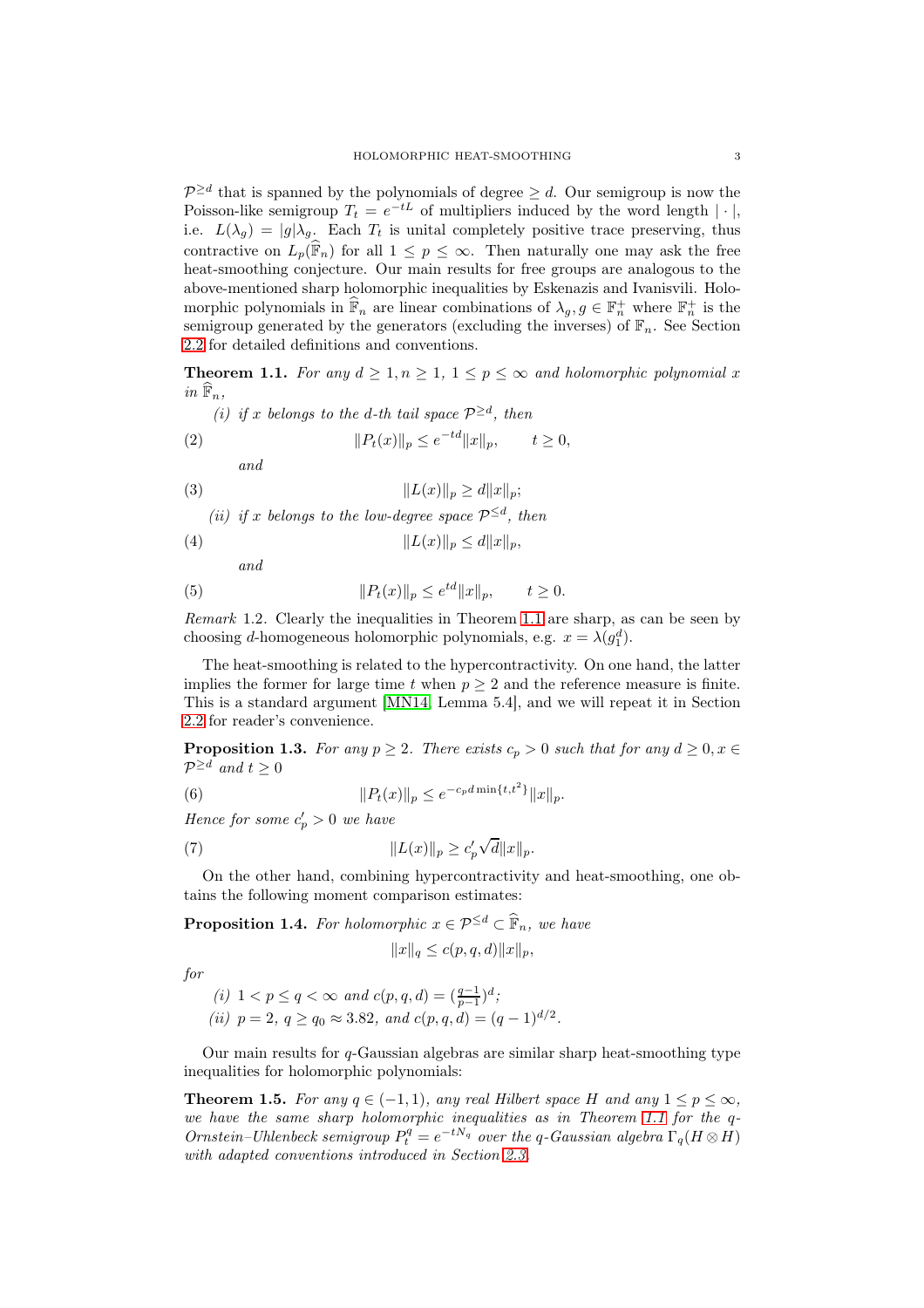$\mathcal{P}^{\geq d}$ that is spanned by the polynomials of degree $\geq d$. Our semigroup is now the Poisson-like semigroup $T_t = e^{-tL}$ of multipliers induced by the word length $|\cdot|$, i.e. $L(\lambda_g) = |g|\lambda_g$. Each $T_t$ is unital completely positive trace preserving, thus contractive on $L_p(\widehat{\mathbb{F}}_n)$ for all $1 \leq p \leq \infty$. Then naturally one may ask the free heat-smoothing conjecture. Our main results for free groups are analogous to the above-mentioned sharp holomorphic inequalities by Eskenazis and Ivanisvili. Holomorphic polynomials in $\widehat{\mathbb{F}}_n$ are linear combinations of $\lambda_g, g \in \mathbb{F}_n^+$ where $\mathbb{F}_n^+$ is the semigroup generated by the generators (excluding the inverses) of $\mathbb{F}_n$. See Section 2.2 for detailed definitions and conventions.

**Theorem 1.1.** *For any $d \geq 1, n \geq 1$, $1 \leq p \leq \infty$ and holomorphic polynomial $x$ in $\widehat{\mathbb{F}}_n$,*

*(i) if $x$ belongs to the $d$-th tail space $\mathcal{P}^{\geq d}$, then*

$$\|P_t(x)\|_p \leq e^{-td}\|x\|_p, \qquad t \geq 0, \tag{2}$$

*and*

$$\|L(x)\|_p \geq d\|x\|_p; \tag{3}$$

*(ii) if $x$ belongs to the low-degree space $\mathcal{P}^{\leq d}$, then*

$$\|L(x)\|_p \leq d\|x\|_p, \tag{4}$$

*and*

$$\|P_t(x)\|_p \leq e^{td}\|x\|_p, \qquad t \geq 0. \tag{5}$$

*Remark* 1.2. Clearly the inequalities in Theorem 1.1 are sharp, as can be seen by choosing $d$-homogeneous holomorphic polynomials, e.g. $x = \lambda(g_1^d)$.

The heat-smoothing is related to the hypercontractivity. On one hand, the latter implies the former for large time $t$ when $p \geq 2$ and the reference measure is finite. This is a standard argument [MN14, Lemma 5.4], and we will repeat it in Section 2.2 for reader's convenience.

**Proposition 1.3.** *For any $p \geq 2$. There exists $c_p > 0$ such that for any $d \geq 0, x \in \mathcal{P}^{\geq d}$ and $t \geq 0$*

$$\|P_t(x)\|_p \leq e^{-c_p d \min\{t,t^2\}}\|x\|_p. \tag{6}$$

*Hence for some $c_p' > 0$ we have*

$$\|L(x)\|_p \geq c_p'\sqrt{d}\|x\|_p. \tag{7}$$

On the other hand, combining hypercontractivity and heat-smoothing, one obtains the following moment comparison estimates:

**Proposition 1.4.** *For holomorphic $x \in \mathcal{P}^{\leq d} \subset \widehat{\mathbb{F}}_n$, we have*

$$\|x\|_q \leq c(p,q,d)\|x\|_p,$$

*for*

*(i) $1 < p \leq q < \infty$ and $c(p,q,d) = (\frac{q-1}{p-1})^d$;*

*(ii) $p = 2$, $q \geq q_0 \approx 3.82$, and $c(p,q,d) = (q-1)^{d/2}$.*

Our main results for $q$-Gaussian algebras are similar sharp heat-smoothing type inequalities for holomorphic polynomials:

**Theorem 1.5.** *For any $q \in (-1,1)$, any real Hilbert space $H$ and any $1 \leq p \leq \infty$, we have the same sharp holomorphic inequalities as in Theorem 1.1 for the $q$-Ornstein–Uhlenbeck semigroup $P_t^q = e^{-tN_q}$ over the $q$-Gaussian algebra $\Gamma_q(H \otimes H)$ with adapted conventions introduced in Section 2.3.*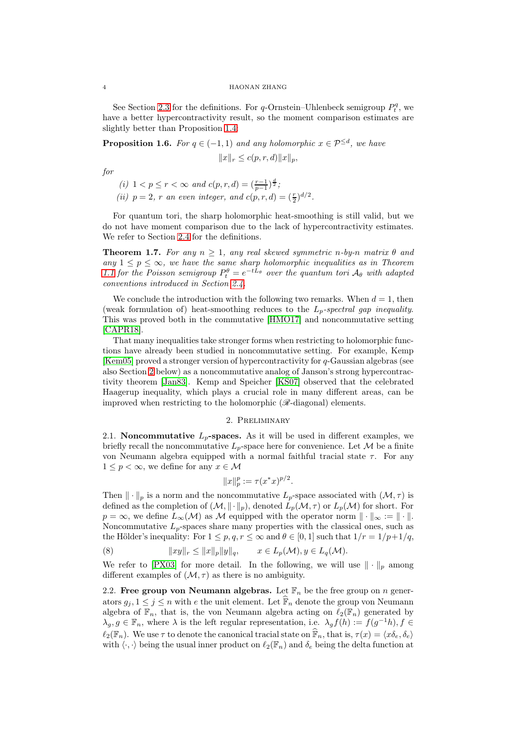See Section 2.3 for the definitions. For $q$-Ornstein–Uhlenbeck semigroup $P_t^q$, we have a better hypercontractivity result, so the moment comparison estimates are slightly better than Proposition 1.4.

**Proposition 1.6.** *For $q \in (-1,1)$ and any holomorphic $x \in \mathcal{P}^{\le d}$, we have*

$$\|x\|_r \le c(p,r,d)\|x\|_p,$$

*for*

*(i) $1 < p \le r < \infty$ and $c(p,r,d) = (\frac{r-1}{p-1})^{\frac{d}{2}}$;*
*(ii) $p = 2$, $r$ an even integer, and $c(p,r,d) = (\frac{r}{2})^{d/2}$.*

For quantum tori, the sharp holomorphic heat-smoothing is still valid, but we do not have moment comparison due to the lack of hypercontractivity estimates. We refer to Section 2.4 for the definitions.

**Theorem 1.7.** *For any $n \ge 1$, any real skewed symmetric $n$-by-$n$ matrix $\theta$ and any $1 \le p \le \infty$, we have the same sharp holomorphic inequalities as in Theorem 1.1 for the Poisson semigroup $P_t^\theta = e^{-tL_\theta}$ over the quantum tori $\mathcal{A}_\theta$ with adapted conventions introduced in Section 2.4.*

We conclude the introduction with the following two remarks. When $d = 1$, then (weak formulation of) heat-smoothing reduces to the *$L_p$-spectral gap inequality*. This was proved both in the commutative [HMO17] and noncommutative setting [CAPR18].

That many inequalities take stronger forms when restricting to holomorphic functions have already been studied in noncommutative setting. For example, Kemp [Kem05] proved a stronger version of hypercontractivity for $q$-Gaussian algebras (see also Section 2 below) as a noncommutative analog of Janson's strong hypercontractivity theorem [Jan83]. Kemp and Speicher [KS07] observed that the celebrated Haagerup inequality, which plays a crucial role in many different areas, can be improved when restricting to the holomorphic ($\mathscr{R}$-diagonal) elements.

## 2. Preliminary

**2.1. Noncommutative $L_p$-spaces.** As it will be used in different examples, we briefly recall the noncommutative $L_p$-space here for convenience. Let $\mathcal{M}$ be a finite von Neumann algebra equipped with a normal faithful tracial state $\tau$. For any $1 \le p < \infty$, we define for any $x \in \mathcal{M}$

$$\|x\|_p^p := \tau(x^*x)^{p/2}.$$

Then $\|\cdot\|_p$ is a norm and the noncommutative $L_p$-space associated with $(\mathcal{M},\tau)$ is defined as the completion of $(\mathcal{M},\|\cdot\|_p)$, denoted $L_p(\mathcal{M},\tau)$ or $L_p(\mathcal{M})$ for short. For $p = \infty$, we define $L_\infty(\mathcal{M})$ as $\mathcal{M}$ equipped with the operator norm $\|\cdot\|_\infty := \|\cdot\|$. Noncommutative $L_p$-spaces share many properties with the classical ones, such as the Hölder's inequality: For $1 \le p,q,r \le \infty$ and $\theta \in [0,1]$ such that $1/r = 1/p + 1/q$,

$$\|xy\|_r \le \|x\|_p\|y\|_q, \qquad x \in L_p(\mathcal{M}), y \in L_q(\mathcal{M}). \tag{8}$$

We refer to [PX03] for more detail. In the following, we will use $\|\cdot\|_p$ among different examples of $(\mathcal{M},\tau)$ as there is no ambiguity.

**2.2. Free group von Neumann algebras.** Let $\mathbb{F}_n$ be the free group on $n$ generators $g_j, 1 \le j \le n$ with $e$ the unit element. Let $\widehat{\mathbb{F}}_n$ denote the group von Neumann algebra of $\mathbb{F}_n$, that is, the von Neumann algebra acting on $\ell_2(\mathbb{F}_n)$ generated by $\lambda_g, g \in \mathbb{F}_n$, where $\lambda$ is the left regular representation, i.e. $\lambda_g f(h) := f(g^{-1}h), f \in \ell_2(\mathbb{F}_n)$. We use $\tau$ to denote the canonical tracial state on $\widehat{\mathbb{F}}_n$, that is, $\tau(x) = \langle x\delta_e, \delta_e\rangle$ with $\langle\cdot,\cdot\rangle$ being the usual inner product on $\ell_2(\mathbb{F}_n)$ and $\delta_e$ being the delta function at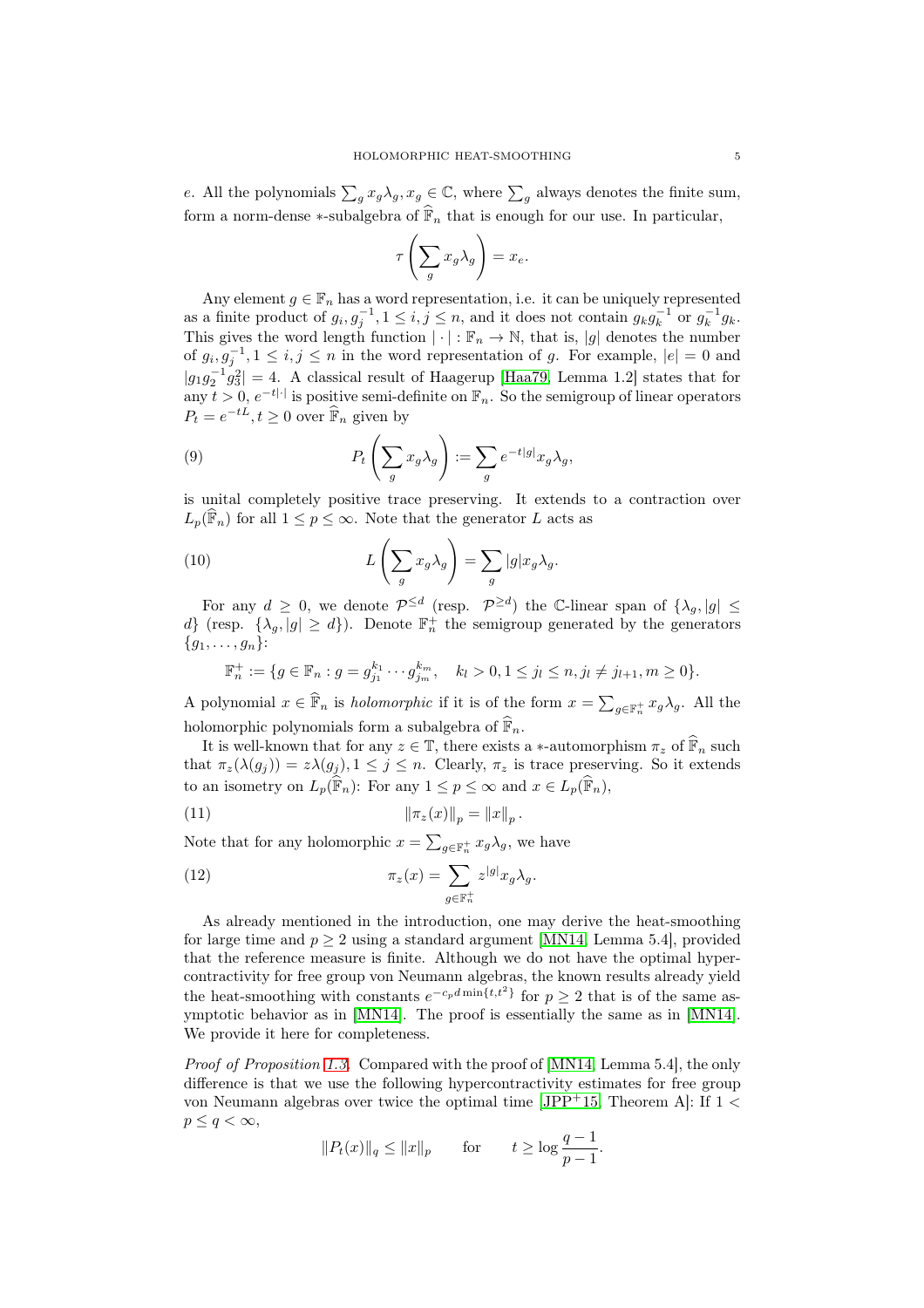$e$. All the polynomials $\sum_g x_g \lambda_g, x_g \in \mathbb{C}$, where $\sum_g$ always denotes the finite sum, form a norm-dense $*$-subalgebra of $\widehat{\mathbb{F}}_n$ that is enough for our use. In particular,

$$\tau\left(\sum_g x_g \lambda_g\right) = x_e.$$

Any element $g \in \mathbb{F}_n$ has a word representation, i.e. it can be uniquely represented as a finite product of $g_i, g_j^{-1}, 1 \le i, j \le n$, and it does not contain $g_k g_k^{-1}$ or $g_k^{-1} g_k$. This gives the word length function $|\cdot| : \mathbb{F}_n \to \mathbb{N}$, that is, $|g|$ denotes the number of $g_i, g_j^{-1}, 1 \le i, j \le n$ in the word representation of $g$. For example, $|e| = 0$ and $|g_1 g_2^{-1} g_3^2| = 4$. A classical result of Haagerup [Haa79, Lemma 1.2] states that for any $t > 0$, $e^{-t|\cdot|}$ is positive semi-definite on $\mathbb{F}_n$. So the semigroup of linear operators $P_t = e^{-tL}, t \ge 0$ over $\widehat{\mathbb{F}}_n$ given by

$$P_t\left(\sum_g x_g \lambda_g\right) := \sum_g e^{-t|g|} x_g \lambda_g, \tag{9}$$

is unital completely positive trace preserving. It extends to a contraction over $L_p(\widehat{\mathbb{F}}_n)$ for all $1 \le p \le \infty$. Note that the generator $L$ acts as

$$L\left(\sum_g x_g \lambda_g\right) = \sum_g |g| x_g \lambda_g. \tag{10}$$

For any $d \ge 0$, we denote $\mathcal{P}^{\le d}$ (resp. $\mathcal{P}^{\ge d}$) the $\mathbb{C}$-linear span of $\{\lambda_g, |g| \le d\}$ (resp. $\{\lambda_g, |g| \ge d\}$). Denote $\mathbb{F}_n^+$ the semigroup generated by the generators $\{g_1, \ldots, g_n\}$:

$$\mathbb{F}_n^+ := \{g \in \mathbb{F}_n : g = g_{j_1}^{k_1} \cdots g_{j_m}^{k_m}, \quad k_l > 0, 1 \le j_l \le n, j_l \ne j_{l+1}, m \ge 0\}.$$

A polynomial $x \in \widehat{\mathbb{F}}_n$ is *holomorphic* if it is of the form $x = \sum_{g \in \mathbb{F}_n^+} x_g \lambda_g$. All the holomorphic polynomials form a subalgebra of $\widehat{\mathbb{F}}_n$.

It is well-known that for any $z \in \mathbb{T}$, there exists a $*$-automorphism $\pi_z$ of $\widehat{\mathbb{F}}_n$ such that $\pi_z(\lambda(g_j)) = z\lambda(g_j), 1 \le j \le n$. Clearly, $\pi_z$ is trace preserving. So it extends to an isometry on $L_p(\widehat{\mathbb{F}}_n)$: For any $1 \le p \le \infty$ and $x \in L_p(\widehat{\mathbb{F}}_n)$,

$$\|\pi_z(x)\|_p = \|x\|_p. \tag{11}$$

Note that for any holomorphic $x = \sum_{g \in \mathbb{F}_n^+} x_g \lambda_g$, we have

$$\pi_z(x) = \sum_{g \in \mathbb{F}_n^+} z^{|g|} x_g \lambda_g. \tag{12}$$

As already mentioned in the introduction, one may derive the heat-smoothing for large time and $p \ge 2$ using a standard argument [MN14, Lemma 5.4], provided that the reference measure is finite. Although we do not have the optimal hypercontractivity for free group von Neumann algebras, the known results already yield the heat-smoothing with constants $e^{-c_p d \min\{t, t^2\}}$ for $p \ge 2$ that is of the same asymptotic behavior as in [MN14]. The proof is essentially the same as in [MN14]. We provide it here for completeness.

*Proof of Proposition 1.3.* Compared with the proof of [MN14, Lemma 5.4], the only difference is that we use the following hypercontractivity estimates for free group von Neumann algebras over twice the optimal time [JPP+15, Theorem A]: If $1 < p \le q < \infty$,

$$\|P_t(x)\|_q \le \|x\|_p \qquad \text{for} \qquad t \ge \log \frac{q-1}{p-1}.$$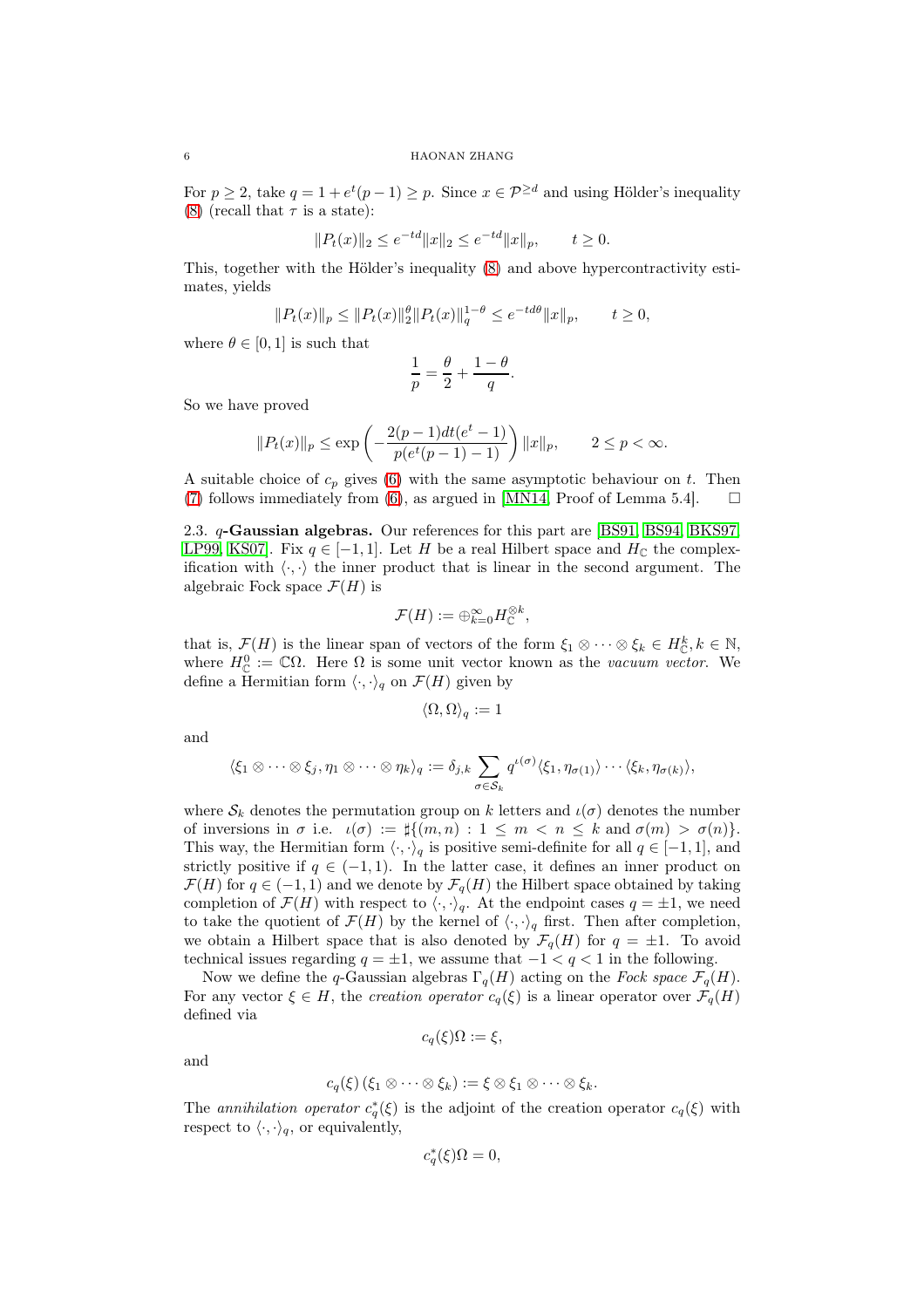For $p \geq 2$, take $q = 1 + e^t(p-1) \geq p$. Since $x \in \mathcal{P}^{\geq d}$ and using Hölder's inequality (8) (recall that $\tau$ is a state):

$$\|P_t(x)\|_2 \leq e^{-td}\|x\|_2 \leq e^{-td}\|x\|_p, \qquad t \geq 0.$$

This, together with the Hölder's inequality (8) and above hypercontractivity estimates, yields

$$\|P_t(x)\|_p \leq \|P_t(x)\|_2^\theta \|P_t(x)\|_q^{1-\theta} \leq e^{-td\theta}\|x\|_p, \qquad t \geq 0,$$

where $\theta \in [0,1]$ is such that

$$\frac{1}{p} = \frac{\theta}{2} + \frac{1-\theta}{q}.$$

So we have proved

$$\|P_t(x)\|_p \leq \exp\left(-\frac{2(p-1)dt(e^t-1)}{p(e^t(p-1)-1)}\right)\|x\|_p, \qquad 2 \leq p < \infty.$$

A suitable choice of $c_p$ gives (6) with the same asymptotic behaviour on $t$. Then (7) follows immediately from (6), as argued in [MN14, Proof of Lemma 5.4]. $\square$

2.3. **$q$-Gaussian algebras.** Our references for this part are [BS91, BS94, BKS97, LP99, KS07]. Fix $q \in [-1,1]$. Let $H$ be a real Hilbert space and $H_\mathbb{C}$ the complexification with $\langle \cdot, \cdot \rangle$ the inner product that is linear in the second argument. The algebraic Fock space $\mathcal{F}(H)$ is

$$\mathcal{F}(H) := \oplus_{k=0}^\infty H_\mathbb{C}^{\otimes k},$$

that is, $\mathcal{F}(H)$ is the linear span of vectors of the form $\xi_1 \otimes \cdots \otimes \xi_k \in H_\mathbb{C}^k, k \in \mathbb{N}$, where $H_\mathbb{C}^0 := \mathbb{C}\Omega$. Here $\Omega$ is some unit vector known as the *vacuum vector*. We define a Hermitian form $\langle \cdot, \cdot \rangle_q$ on $\mathcal{F}(H)$ given by

$$\langle \Omega, \Omega \rangle_q := 1$$

and

$$\langle \xi_1 \otimes \cdots \otimes \xi_j, \eta_1 \otimes \cdots \otimes \eta_k \rangle_q := \delta_{j,k} \sum_{\sigma \in \mathcal{S}_k} q^{\iota(\sigma)} \langle \xi_1, \eta_{\sigma(1)} \rangle \cdots \langle \xi_k, \eta_{\sigma(k)} \rangle,$$

where $\mathcal{S}_k$ denotes the permutation group on $k$ letters and $\iota(\sigma)$ denotes the number of inversions in $\sigma$ i.e. $\iota(\sigma) := \sharp\{(m,n) : 1 \leq m < n \leq k \text{ and } \sigma(m) > \sigma(n)\}$. This way, the Hermitian form $\langle \cdot, \cdot \rangle_q$ is positive semi-definite for all $q \in [-1,1]$, and strictly positive if $q \in (-1,1)$. In the latter case, it defines an inner product on $\mathcal{F}(H)$ for $q \in (-1,1)$ and we denote by $\mathcal{F}_q(H)$ the Hilbert space obtained by taking completion of $\mathcal{F}(H)$ with respect to $\langle \cdot, \cdot \rangle_q$. At the endpoint cases $q = \pm 1$, we need to take the quotient of $\mathcal{F}(H)$ by the kernel of $\langle \cdot, \cdot \rangle_q$ first. Then after completion, we obtain a Hilbert space that is also denoted by $\mathcal{F}_q(H)$ for $q = \pm 1$. To avoid technical issues regarding $q = \pm 1$, we assume that $-1 < q < 1$ in the following.

Now we define the $q$-Gaussian algebras $\Gamma_q(H)$ acting on the *Fock space* $\mathcal{F}_q(H)$. For any vector $\xi \in H$, the *creation operator* $c_q(\xi)$ is a linear operator over $\mathcal{F}_q(H)$ defined via

$$c_q(\xi)\Omega := \xi,$$

and

$$c_q(\xi)(\xi_1 \otimes \cdots \otimes \xi_k) := \xi \otimes \xi_1 \otimes \cdots \otimes \xi_k.$$

The *annihilation operator* $c_q^*(\xi)$ is the adjoint of the creation operator $c_q(\xi)$ with respect to $\langle \cdot, \cdot \rangle_q$, or equivalently,

$$c_q^*(\xi)\Omega = 0,$$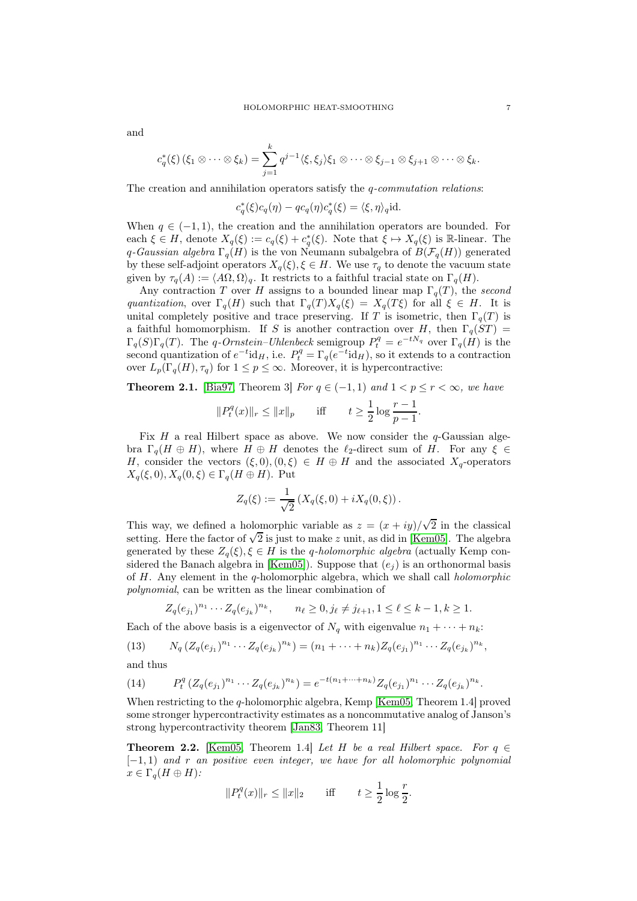and

$$c_q^*(\xi)\,(\xi_1 \otimes \cdots \otimes \xi_k) = \sum_{j=1}^{k} q^{j-1} \langle \xi, \xi_j \rangle \xi_1 \otimes \cdots \otimes \xi_{j-1} \otimes \xi_{j+1} \otimes \cdots \otimes \xi_k.$$

The creation and annihilation operators satisfy the *q-commutation relations*:

$$c_q^*(\xi) c_q(\eta) - q c_q(\eta) c_q^*(\xi) = \langle \xi, \eta \rangle_q \mathrm{id}.$$

When $q \in (-1, 1)$, the creation and the annihilation operators are bounded. For each $\xi \in H$, denote $X_q(\xi) := c_q(\xi) + c_q^*(\xi)$. Note that $\xi \mapsto X_q(\xi)$ is $\mathbb{R}$-linear. The *q-Gaussian algebra* $\Gamma_q(H)$ is the von Neumann subalgebra of $B(\mathcal{F}_q(H))$ generated by these self-adjoint operators $X_q(\xi), \xi \in H$. We use $\tau_q$ to denote the vacuum state given by $\tau_q(A) := \langle A\Omega, \Omega \rangle_q$. It restricts to a faithful tracial state on $\Gamma_q(H)$.

Any contraction $T$ over $H$ assigns to a bounded linear map $\Gamma_q(T)$, the *second quantization*, over $\Gamma_q(H)$ such that $\Gamma_q(T) X_q(\xi) = X_q(T\xi)$ for all $\xi \in H$. It is unital completely positive and trace preserving. If $T$ is isometric, then $\Gamma_q(T)$ is a faithful homomorphism. If $S$ is another contraction over $H$, then $\Gamma_q(ST) = \Gamma_q(S)\Gamma_q(T)$. The *q-Ornstein–Uhlenbeck* semigroup $P_t^q = e^{-tN_q}$ over $\Gamma_q(H)$ is the second quantization of $e^{-t}\mathrm{id}_H$, i.e. $P_t^q = \Gamma_q(e^{-t}\mathrm{id}_H)$, so it extends to a contraction over $L_p(\Gamma_q(H), \tau_q)$ for $1 \le p \le \infty$. Moreover, it is hypercontractive:

**Theorem 2.1.** [Bia97, Theorem 3] *For $q \in (-1, 1)$ and $1 < p \le r < \infty$, we have*

$$\|P_t^q(x)\|_r \le \|x\|_p \qquad \text{iff} \qquad t \ge \frac{1}{2} \log \frac{r-1}{p-1}.$$

Fix $H$ a real Hilbert space as above. We now consider the $q$-Gaussian algebra $\Gamma_q(H \oplus H)$, where $H \oplus H$ denotes the $\ell_2$-direct sum of $H$. For any $\xi \in H$, consider the vectors $(\xi, 0), (0, \xi) \in H \oplus H$ and the associated $X_q$-operators $X_q(\xi, 0), X_q(0, \xi) \in \Gamma_q(H \oplus H)$. Put

$$Z_q(\xi) := \frac{1}{\sqrt{2}} \left( X_q(\xi, 0) + i X_q(0, \xi) \right).$$

This way, we defined a holomorphic variable as $z = (x + iy)/\sqrt{2}$ in the classical setting. Here the factor of $\sqrt{2}$ is just to make $z$ unit, as did in [Kem05]. The algebra generated by these $Z_q(\xi), \xi \in H$ is the *q-holomorphic algebra* (actually Kemp considered the Banach algebra in [Kem05]). Suppose that $(e_j)$ is an orthonormal basis of $H$. Any element in the $q$-holomorphic algebra, which we shall call *holomorphic polynomial*, can be written as the linear combination of

$$Z_q(e_{j_1})^{n_1} \cdots Z_q(e_{j_k})^{n_k}, \qquad n_\ell \ge 0, j_\ell \ne j_{\ell+1}, 1 \le \ell \le k-1, k \ge 1.$$

Each of the above basis is a eigenvector of $N_q$ with eigenvalue $n_1 + \cdots + n_k$:

$$N_q \left( Z_q(e_{j_1})^{n_1} \cdots Z_q(e_{j_k})^{n_k} \right) = (n_1 + \cdots + n_k) Z_q(e_{j_1})^{n_1} \cdots Z_q(e_{j_k})^{n_k}, \tag{13}$$

and thus

$$P_t^q \left( Z_q(e_{j_1})^{n_1} \cdots Z_q(e_{j_k})^{n_k} \right) = e^{-t(n_1 + \cdots + n_k)} Z_q(e_{j_1})^{n_1} \cdots Z_q(e_{j_k})^{n_k}. \tag{14}$$

When restricting to the $q$-holomorphic algebra, Kemp [Kem05, Theorem 1.4] proved some stronger hypercontractivity estimates as a noncommutative analog of Janson's strong hypercontractivity theorem [Jan83, Theorem 11]

**Theorem 2.2.** [Kem05, Theorem 1.4] *Let $H$ be a real Hilbert space. For $q \in [-1, 1)$ and $r$ an positive even integer, we have for all holomorphic polynomial $x \in \Gamma_q(H \oplus H)$:*

$$\|P_t^q(x)\|_r \le \|x\|_2 \qquad \text{iff} \qquad t \ge \frac{1}{2} \log \frac{r}{2}.$$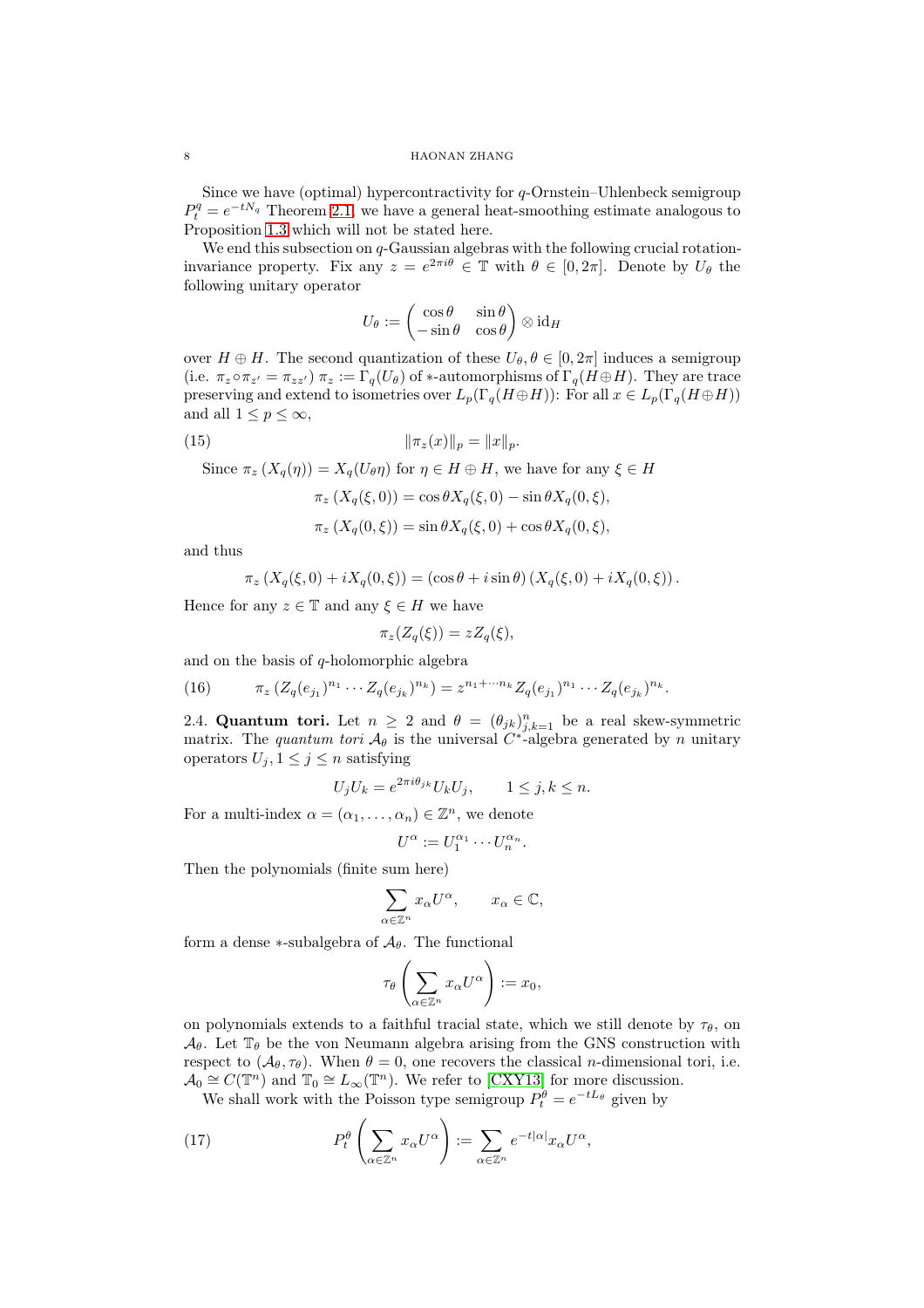Since we have (optimal) hypercontractivity for $q$-Ornstein–Uhlenbeck semigroup $P_t^q = e^{-tN_q}$ Theorem 2.1, we have a general heat-smoothing estimate analogous to Proposition 1.3 which will not be stated here.

We end this subsection on $q$-Gaussian algebras with the following crucial rotation-invariance property. Fix any $z = e^{2\pi i\theta} \in \mathbb{T}$ with $\theta \in [0, 2\pi]$. Denote by $U_\theta$ the following unitary operator

$$U_\theta := \begin{pmatrix} \cos\theta & \sin\theta \\ -\sin\theta & \cos\theta \end{pmatrix} \otimes \mathrm{id}_H$$

over $H \oplus H$. The second quantization of these $U_\theta, \theta \in [0, 2\pi]$ induces a semigroup (i.e. $\pi_z \circ \pi_{z'} = \pi_{zz'}$) $\pi_z := \Gamma_q(U_\theta)$ of $*$-automorphisms of $\Gamma_q(H \oplus H)$. They are trace preserving and extend to isometries over $L_p(\Gamma_q(H\oplus H))$: For all $x \in L_p(\Gamma_q(H \oplus H))$ and all $1 \le p \le \infty$,

$$\|\pi_z(x)\|_p = \|x\|_p. \tag{15}$$

Since $\pi_z(X_q(\eta)) = X_q(U_\theta \eta)$ for $\eta \in H \oplus H$, we have for any $\xi \in H$

$$\pi_z(X_q(\xi, 0)) = \cos\theta X_q(\xi, 0) - \sin\theta X_q(0, \xi),$$

$$\pi_z(X_q(0, \xi)) = \sin\theta X_q(\xi, 0) + \cos\theta X_q(0, \xi),$$

and thus

$$\pi_z(X_q(\xi, 0) + iX_q(0, \xi)) = (\cos\theta + i\sin\theta)(X_q(\xi, 0) + iX_q(0, \xi)).$$

Hence for any $z \in \mathbb{T}$ and any $\xi \in H$ we have

$$\pi_z(Z_q(\xi)) = zZ_q(\xi),$$

and on the basis of $q$-holomorphic algebra

$$\pi_z\left(Z_q(e_{j_1})^{n_1} \cdots Z_q(e_{j_k})^{n_k}\right) = z^{n_1 + \cdots n_k} Z_q(e_{j_1})^{n_1} \cdots Z_q(e_{j_k})^{n_k}. \tag{16}$$

2.4. **Quantum tori.** Let $n \ge 2$ and $\theta = (\theta_{jk})_{j,k=1}^n$ be a real skew-symmetric matrix. The *quantum tori* $\mathcal{A}_\theta$ is the universal $C^*$-algebra generated by $n$ unitary operators $U_j, 1 \le j \le n$ satisfying

$$U_j U_k = e^{2\pi i \theta_{jk}} U_k U_j, \qquad 1 \le j, k \le n.$$

For a multi-index $\alpha = (\alpha_1, \dots, \alpha_n) \in \mathbb{Z}^n$, we denote

$$U^\alpha := U_1^{\alpha_1} \cdots U_n^{\alpha_n}.$$

Then the polynomials (finite sum here)

$$\sum_{\alpha \in \mathbb{Z}^n} x_\alpha U^\alpha, \qquad x_\alpha \in \mathbb{C},$$

form a dense $*$-subalgebra of $\mathcal{A}_\theta$. The functional

$$\tau_\theta\left(\sum_{\alpha \in \mathbb{Z}^n} x_\alpha U^\alpha\right) := x_0,$$

on polynomials extends to a faithful tracial state, which we still denote by $\tau_\theta$, on $\mathcal{A}_\theta$. Let $\mathbb{T}_\theta$ be the von Neumann algebra arising from the GNS construction with respect to $(\mathcal{A}_\theta, \tau_\theta)$. When $\theta = 0$, one recovers the classical $n$-dimensional tori, i.e. $\mathcal{A}_0 \cong C(\mathbb{T}^n)$ and $\mathbb{T}_0 \cong L_\infty(\mathbb{T}^n)$. We refer to [CXY13] for more discussion.

We shall work with the Poisson type semigroup $P_t^\theta = e^{-tL_\theta}$ given by

$$P_t^\theta\left(\sum_{\alpha \in \mathbb{Z}^n} x_\alpha U^\alpha\right) := \sum_{\alpha \in \mathbb{Z}^n} e^{-t|\alpha|} x_\alpha U^\alpha, \tag{17}$$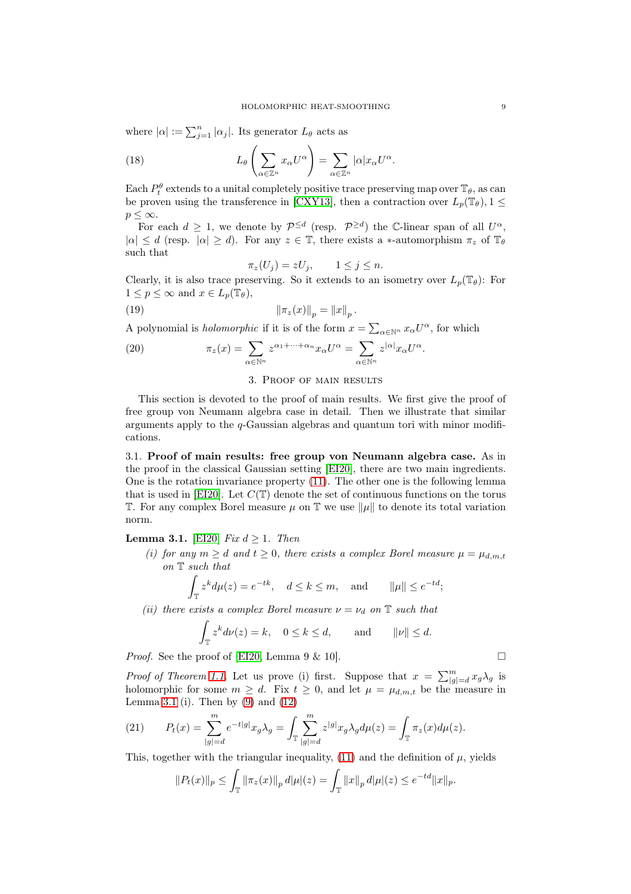where $|\alpha| := \sum_{j=1}^n |\alpha_j|$. Its generator $L_\theta$ acts as

$$L_\theta\left(\sum_{\alpha\in\mathbb{Z}^n} x_\alpha U^\alpha\right) = \sum_{\alpha\in\mathbb{Z}^n} |\alpha| x_\alpha U^\alpha. \tag{18}$$

Each $P_t^\theta$ extends to a unital completely positive trace preserving map over $\mathbb{T}_\theta$, as can be proven using the transference in [CXY13], then a contraction over $L_p(\mathbb{T}_\theta), 1 \leq p \leq \infty$.

For each $d \geq 1$, we denote by $\mathcal{P}^{\leq d}$ (resp. $\mathcal{P}^{\geq d}$) the $\mathbb{C}$-linear span of all $U^\alpha$, $|\alpha| \leq d$ (resp. $|\alpha| \geq d$). For any $z \in \mathbb{T}$, there exists a $*$-automorphism $\pi_z$ of $\mathbb{T}_\theta$ such that

$$\pi_z(U_j) = zU_j, \qquad 1 \leq j \leq n.$$

Clearly, it is also trace preserving. So it extends to an isometry over $L_p(\mathbb{T}_\theta)$: For $1 \leq p \leq \infty$ and $x \in L_p(\mathbb{T}_\theta)$,

$$\|\pi_z(x)\|_p = \|x\|_p. \tag{19}$$

A polynomial is *holomorphic* if it is of the form $x = \sum_{\alpha\in\mathbb{N}^n} x_\alpha U^\alpha$, for which

$$\pi_z(x) = \sum_{\alpha\in\mathbb{N}^n} z^{\alpha_1+\cdots+\alpha_n} x_\alpha U^\alpha = \sum_{\alpha\in\mathbb{N}^n} z^{|\alpha|} x_\alpha U^\alpha. \tag{20}$$

## 3. Proof of main results

This section is devoted to the proof of main results. We first give the proof of free group von Neumann algebra case in detail. Then we illustrate that similar arguments apply to the $q$-Gaussian algebras and quantum tori with minor modifications.

### 3.1. Proof of main results: free group von Neumann algebra case.

As in the proof in the classical Gaussian setting [EI20], there are two main ingredients. One is the rotation invariance property (11). The other one is the following lemma that is used in [EI20]. Let $C(\mathbb{T})$ denote the set of continuous functions on the torus $\mathbb{T}$. For any complex Borel measure $\mu$ on $\mathbb{T}$ we use $\|\mu\|$ to denote its total variation norm.

**Lemma 3.1.** [EI20] *Fix $d \geq 1$. Then*

*(i) for any $m \geq d$ and $t \geq 0$, there exists a complex Borel measure $\mu = \mu_{d,m,t}$ on $\mathbb{T}$ such that*

$$\int_{\mathbb{T}} z^k d\mu(z) = e^{-tk}, \quad d \leq k \leq m, \quad \text{and} \qquad \|\mu\| \leq e^{-td};$$

*(ii) there exists a complex Borel measure $\nu = \nu_d$ on $\mathbb{T}$ such that*

$$\int_{\mathbb{T}} z^k d\nu(z) = k, \quad 0 \leq k \leq d, \qquad \text{and} \qquad \|\nu\| \leq d.$$

*Proof.* See the proof of [EI20, Lemma 9 & 10]. □

*Proof of Theorem 1.1.* Let us prove (i) first. Suppose that $x = \sum_{|g|=d}^m x_g \lambda_g$ is holomorphic for some $m \geq d$. Fix $t \geq 0$, and let $\mu = \mu_{d,m,t}$ be the measure in Lemma 3.1 (i). Then by (9) and (12)

$$P_t(x) = \sum_{|g|=d}^m e^{-t|g|} x_g \lambda_g = \int_{\mathbb{T}} \sum_{|g|=d}^m z^{|g|} x_g \lambda_g d\mu(z) = \int_{\mathbb{T}} \pi_z(x) d\mu(z). \tag{21}$$

This, together with the triangular inequality, (11) and the definition of $\mu$, yields

$$\|P_t(x)\|_p \leq \int_{\mathbb{T}} \|\pi_z(x)\|_p \, d|\mu|(z) = \int_{\mathbb{T}} \|x\|_p \, d|\mu|(z) \leq e^{-td} \|x\|_p.$$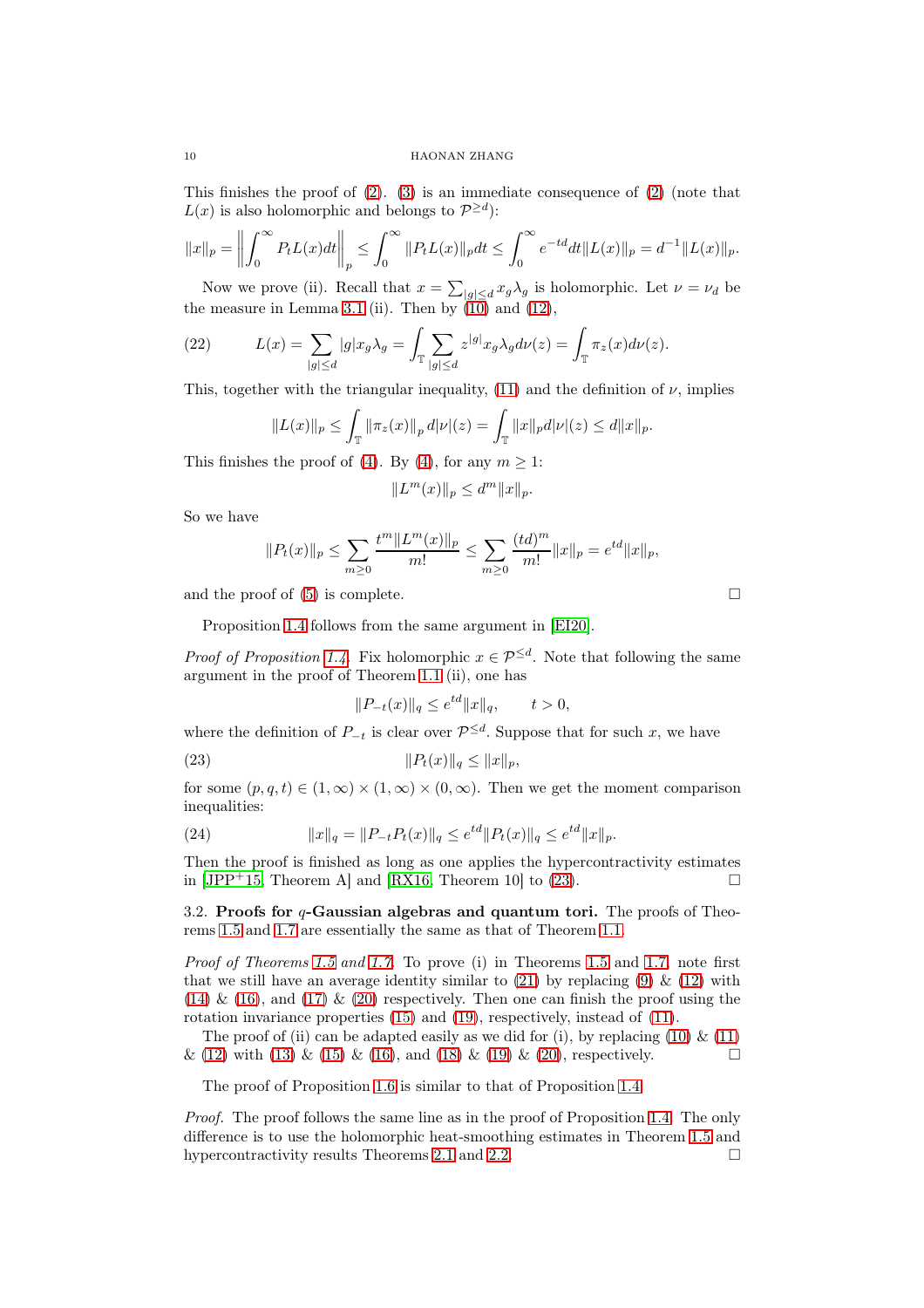This finishes the proof of (2). (3) is an immediate consequence of (2) (note that $L(x)$ is also holomorphic and belongs to $\mathcal{P}^{\geq d}$):

$$\|x\|_p = \left\| \int_0^\infty P_t L(x) dt \right\|_p \leq \int_0^\infty \|P_t L(x)\|_p dt \leq \int_0^\infty e^{-td} dt \|L(x)\|_p = d^{-1} \|L(x)\|_p.$$

Now we prove (ii). Recall that $x = \sum_{|g| \leq d} x_g \lambda_g$ is holomorphic. Let $\nu = \nu_d$ be the measure in Lemma 3.1 (ii). Then by (10) and (12),

$$L(x) = \sum_{|g|\leq d} |g| x_g \lambda_g = \int_{\mathbb{T}} \sum_{|g|\leq d} z^{|g|} x_g \lambda_g d\nu(z) = \int_{\mathbb{T}} \pi_z(x) d\nu(z). \tag{22}$$

This, together with the triangular inequality, (11) and the definition of $\nu$, implies

$$\|L(x)\|_p \leq \int_{\mathbb{T}} \|\pi_z(x)\|_p \, d|\nu|(z) = \int_{\mathbb{T}} \|x\|_p d|\nu|(z) \leq d\|x\|_p.$$

This finishes the proof of (4). By (4), for any $m \geq 1$:

$$\|L^m(x)\|_p \leq d^m \|x\|_p.$$

So we have

$$\|P_t(x)\|_p \leq \sum_{m\geq 0} \frac{t^m \|L^m(x)\|_p}{m!} \leq \sum_{m\geq 0} \frac{(td)^m}{m!} \|x\|_p = e^{td} \|x\|_p,$$

and the proof of (5) is complete. □

Proposition 1.4 follows from the same argument in [EI20].

*Proof of Proposition 1.4.* Fix holomorphic $x \in \mathcal{P}^{\leq d}$. Note that following the same argument in the proof of Theorem 1.1 (ii), one has

$$\|P_{-t}(x)\|_q \leq e^{td} \|x\|_q, \qquad t > 0,$$

where the definition of $P_{-t}$ is clear over $\mathcal{P}^{\leq d}$. Suppose that for such $x$, we have

$$\|P_t(x)\|_q \leq \|x\|_p, \tag{23}$$

for some $(p, q, t) \in (1, \infty) \times (1, \infty) \times (0, \infty)$. Then we get the moment comparison inequalities:

$$\|x\|_q = \|P_{-t} P_t(x)\|_q \leq e^{td} \|P_t(x)\|_q \leq e^{td} \|x\|_p. \tag{24}$$

Then the proof is finished as long as one applies the hypercontractivity estimates in [JPP+15, Theorem A] and [RX16, Theorem 10] to (23). □

### 3.2. Proofs for $q$-Gaussian algebras and quantum tori.

The proofs of Theorems 1.5 and 1.7 are essentially the same as that of Theorem 1.1.

*Proof of Theorems 1.5 and 1.7.* To prove (i) in Theorems 1.5 and 1.7, note first that we still have an average identity similar to (21) by replacing (9) & (12) with (14) & (16), and (17) & (20) respectively. Then one can finish the proof using the rotation invariance properties (15) and (19), respectively, instead of (11).

The proof of (ii) can be adapted easily as we did for (i), by replacing (10) & (11) & (12) with (13) & (15) & (16), and (18) & (19) & (20), respectively. □

The proof of Proposition 1.6 is similar to that of Proposition 1.4.

*Proof.* The proof follows the same line as in the proof of Proposition 1.4. The only difference is to use the holomorphic heat-smoothing estimates in Theorem 1.5 and hypercontractivity results Theorems 2.1 and 2.2. □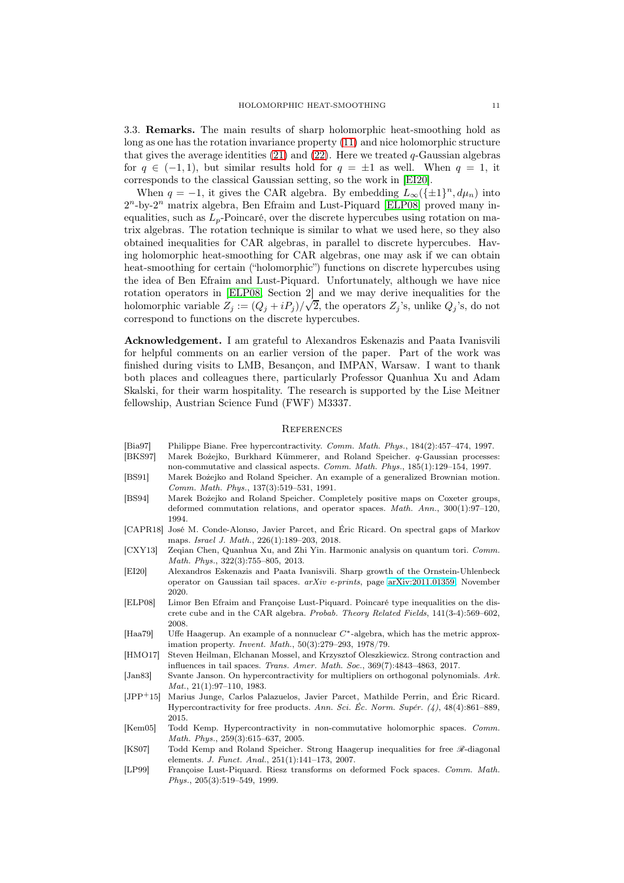**3.3. Remarks.** The main results of sharp holomorphic heat-smoothing hold as long as one has the rotation invariance property (11) and nice holomorphic structure that gives the average identities (21) and (22). Here we treated $q$-Gaussian algebras for $q \in (-1, 1)$, but similar results hold for $q = \pm 1$ as well. When $q = 1$, it corresponds to the classical Gaussian setting, so the work in [EI20].

When $q = -1$, it gives the CAR algebra. By embedding $L_\infty(\{\pm 1\}^n, d\mu_n)$ into $2^n$-by-$2^n$ matrix algebra, Ben Efraim and Lust-Piquard [ELP08] proved many inequalities, such as $L_p$-Poincaré, over the discrete hypercubes using rotation on matrix algebras. The rotation technique is similar to what we used here, so they also obtained inequalities for CAR algebras, in parallel to discrete hypercubes. Having holomorphic heat-smoothing for CAR algebras, one may ask if we can obtain heat-smoothing for certain ("holomorphic") functions on discrete hypercubes using the idea of Ben Efraim and Lust-Piquard. Unfortunately, although we have nice rotation operators in [ELP08, Section 2] and we may derive inequalities for the holomorphic variable $Z_j := (Q_j + iP_j)/\sqrt{2}$, the operators $Z_j$'s, unlike $Q_j$'s, do not correspond to functions on the discrete hypercubes.

**Acknowledgement.** I am grateful to Alexandros Eskenazis and Paata Ivanisvili for helpful comments on an earlier version of the paper. Part of the work was finished during visits to LMB, Besançon, and IMPAN, Warsaw. I want to thank both places and colleagues there, particularly Professor Quanhua Xu and Adam Skalski, for their warm hospitality. The research is supported by the Lise Meitner fellowship, Austrian Science Fund (FWF) M3337.

## References

- [Bia97] Philippe Biane. Free hypercontractivity. *Comm. Math. Phys.*, 184(2):457–474, 1997.
- [BKS97] Marek Bożejko, Burkhard Kümmerer, and Roland Speicher. $q$-Gaussian processes: non-commutative and classical aspects. *Comm. Math. Phys.*, 185(1):129–154, 1997.
- [BS91] Marek Bożejko and Roland Speicher. An example of a generalized Brownian motion. *Comm. Math. Phys.*, 137(3):519–531, 1991.
- [BS94] Marek Bożejko and Roland Speicher. Completely positive maps on Coxeter groups, deformed commutation relations, and operator spaces. *Math. Ann.*, 300(1):97–120, 1994.
- [CAPR18] José M. Conde-Alonso, Javier Parcet, and Éric Ricard. On spectral gaps of Markov maps. *Israel J. Math.*, 226(1):189–203, 2018.
- [CXY13] Zeqian Chen, Quanhua Xu, and Zhi Yin. Harmonic analysis on quantum tori. *Comm. Math. Phys.*, 322(3):755–805, 2013.
- [EI20] Alexandros Eskenazis and Paata Ivanisvili. Sharp growth of the Ornstein-Uhlenbeck operator on Gaussian tail spaces. *arXiv e-prints*, page arXiv:2011.01359, November 2020.
- [ELP08] Limor Ben Efraim and Françoise Lust-Piquard. Poincaré type inequalities on the discrete cube and in the CAR algebra. *Probab. Theory Related Fields*, 141(3-4):569–602, 2008.
- [Haa79] Uffe Haagerup. An example of a nonnuclear $C^*$-algebra, which has the metric approximation property. *Invent. Math.*, 50(3):279–293, 1978/79.
- [HMO17] Steven Heilman, Elchanan Mossel, and Krzysztof Oleszkiewicz. Strong contraction and influences in tail spaces. *Trans. Amer. Math. Soc.*, 369(7):4843–4863, 2017.
- [Jan83] Svante Janson. On hypercontractivity for multipliers on orthogonal polynomials. *Ark. Mat.*, 21(1):97–110, 1983.
- [JPP+15] Marius Junge, Carlos Palazuelos, Javier Parcet, Mathilde Perrin, and Éric Ricard. Hypercontractivity for free products. *Ann. Sci. Éc. Norm. Supér. (4)*, 48(4):861–889, 2015.
- [Kem05] Todd Kemp. Hypercontractivity in non-commutative holomorphic spaces. *Comm. Math. Phys.*, 259(3):615–637, 2005.
- [KS07] Todd Kemp and Roland Speicher. Strong Haagerup inequalities for free $\mathscr{R}$-diagonal elements. *J. Funct. Anal.*, 251(1):141–173, 2007.
- [LP99] Françoise Lust-Piquard. Riesz transforms on deformed Fock spaces. *Comm. Math. Phys.*, 205(3):519–549, 1999.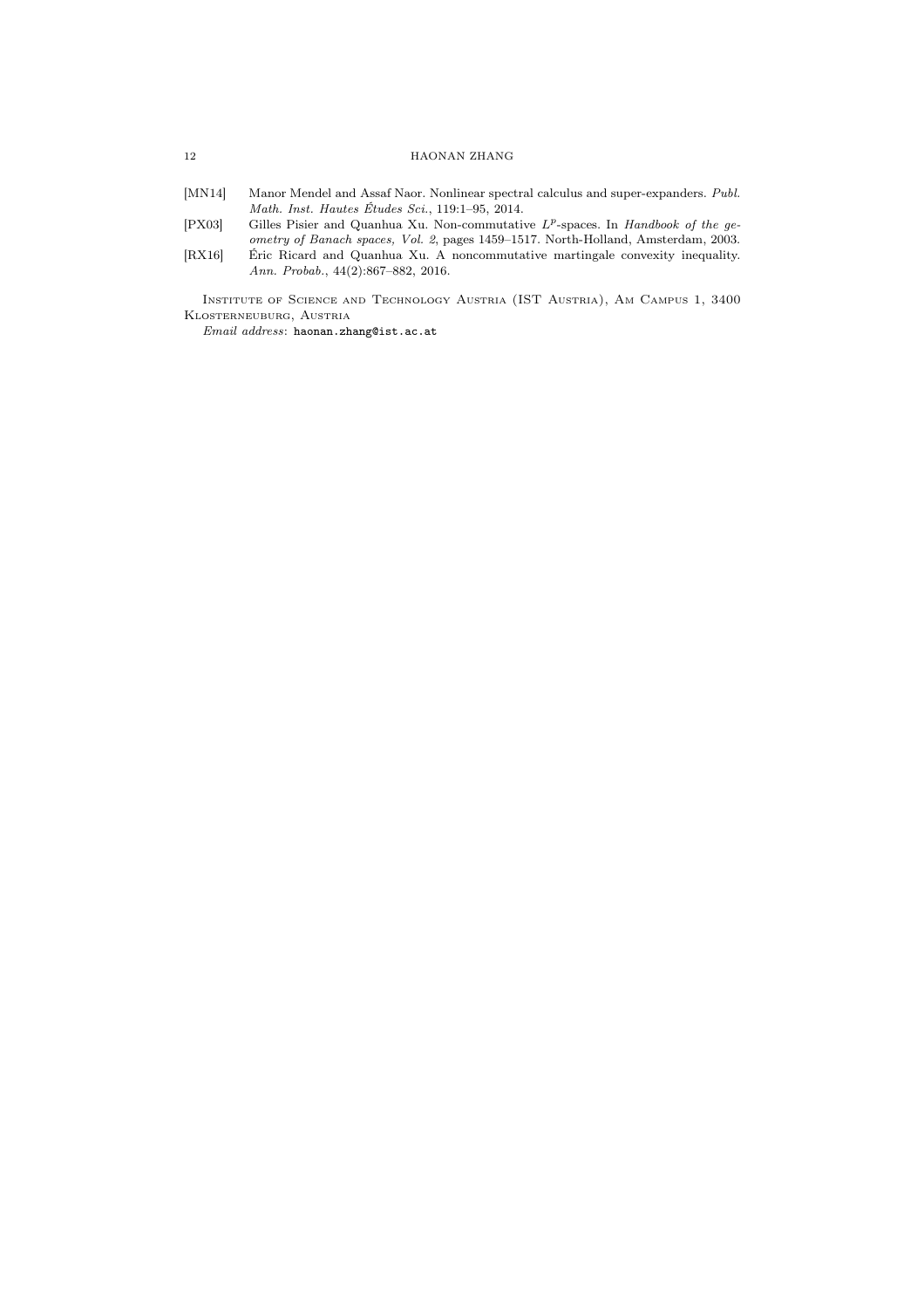[MN14] Manor Mendel and Assaf Naor. Nonlinear spectral calculus and super-expanders. *Publ. Math. Inst. Hautes Études Sci.*, 119:1–95, 2014.

[PX03] Gilles Pisier and Quanhua Xu. Non-commutative $L^p$-spaces. In *Handbook of the geometry of Banach spaces, Vol. 2*, pages 1459–1517. North-Holland, Amsterdam, 2003.

[RX16] Éric Ricard and Quanhua Xu. A noncommutative martingale convexity inequality. *Ann. Probab.*, 44(2):867–882, 2016.

Institute of Science and Technology Austria (IST Austria), Am Campus 1, 3400 Klosterneuburg, Austria

*Email address*: haonan.zhang@ist.ac.at